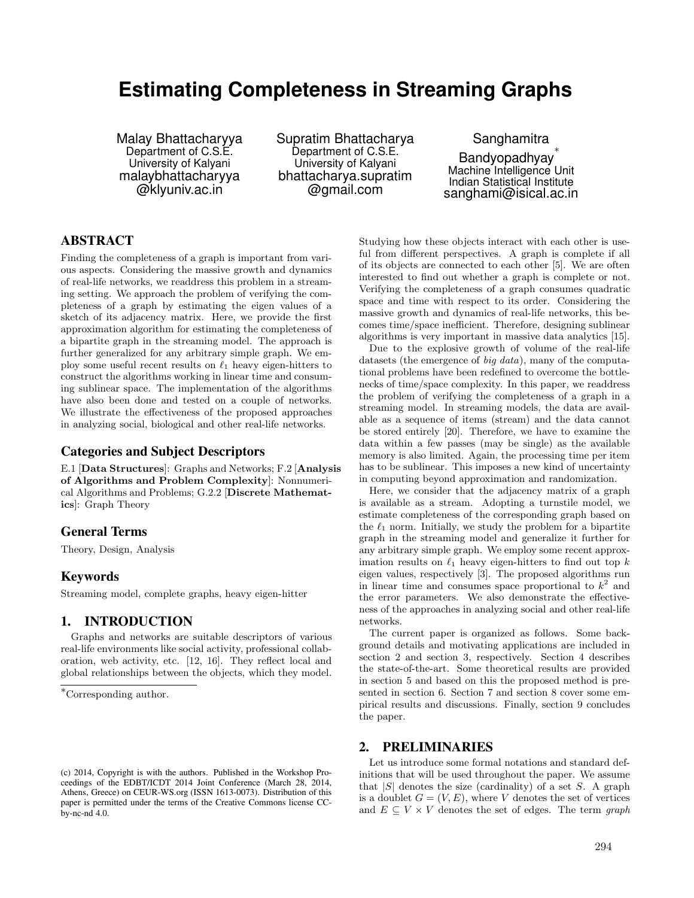# Estimating Completeness in Streaming Graphs

Malay Bhattacharyya
Department of C.S.E.
University of Kalyani
malaybhattacharyya@klyuniv.ac.in

Supratim Bhattacharya
Department of C.S.E.
University of Kalyani
bhattacharya.supratim@gmail.com

Sanghamitra Bandyopadhyay*
Machine Intelligence Unit
Indian Statistical Institute
sanghami@isical.ac.in

## ABSTRACT

Finding the completeness of a graph is important from various aspects. Considering the massive growth and dynamics of real-life networks, we readdress this problem in a streaming setting. We approach the problem of verifying the completeness of a graph by estimating the eigen values of a sketch of its adjacency matrix. Here, we provide the first approximation algorithm for estimating the completeness of a bipartite graph in the streaming model. The approach is further generalized for any arbitrary simple graph. We employ some useful recent results on $\ell_1$ heavy eigen-hitters to construct the algorithms working in linear time and consuming sublinear space. The implementation of the algorithms have also been done and tested on a couple of networks. We illustrate the effectiveness of the proposed approaches in analyzing social, biological and other real-life networks.

### Categories and Subject Descriptors

E.1 [**Data Structures**]: Graphs and Networks; F.2 [**Analysis of Algorithms and Problem Complexity**]: Nonnumerical Algorithms and Problems; G.2.2 [**Discrete Mathematics**]: Graph Theory

### General Terms

Theory, Design, Analysis

### Keywords

Streaming model, complete graphs, heavy eigen-hitter

## 1. INTRODUCTION

Graphs and networks are suitable descriptors of various real-life environments like social activity, professional collaboration, web activity, etc. [12, 16]. They reflect local and global relationships between the objects, which they model. Studying how these objects interact with each other is useful from different perspectives. A graph is complete if all of its objects are connected to each other [5]. We are often interested to find out whether a graph is complete or not. Verifying the completeness of a graph consumes quadratic space and time with respect to its order. Considering the massive growth and dynamics of real-life networks, this becomes time/space inefficient. Therefore, designing sublinear algorithms is very important in massive data analytics [15].

Due to the explosive growth of volume of the real-life datasets (the emergence of *big data*), many of the computational problems have been redefined to overcome the bottlenecks of time/space complexity. In this paper, we readdress the problem of verifying the completeness of a graph in a streaming model. In streaming models, the data are available as a sequence of items (stream) and the data cannot be stored entirely [20]. Therefore, we have to examine the data within a few passes (may be single) as the available memory is also limited. Again, the processing time per item has to be sublinear. This imposes a new kind of uncertainty in computing beyond approximation and randomization.

Here, we consider that the adjacency matrix of a graph is available as a stream. Adopting a turnstile model, we estimate completeness of the corresponding graph based on the $\ell_1$ norm. Initially, we study the problem for a bipartite graph in the streaming model and generalize it further for any arbitrary simple graph. We employ some recent approximation results on $\ell_1$ heavy eigen-hitters to find out top $k$ eigen values, respectively [3]. The proposed algorithms run in linear time and consumes space proportional to $k^2$ and the error parameters. We also demonstrate the effectiveness of the approaches in analyzing social and other real-life networks.

The current paper is organized as follows. Some background details and motivating applications are included in section 2 and section 3, respectively. Section 4 describes the state-of-the-art. Some theoretical results are provided in section 5 and based on this the proposed method is presented in section 6. Section 7 and section 8 cover some empirical results and discussions. Finally, section 9 concludes the paper.

## 2. PRELIMINARIES

Let us introduce some formal notations and standard definitions that will be used throughout the paper. We assume that $|S|$ denotes the size (cardinality) of a set $S$. A graph is a doublet $G = (V, E)$, where $V$ denotes the set of vertices and $E \subseteq V \times V$ denotes the set of edges. The term *graph*

*Corresponding author.

(c) 2014, Copyright is with the authors. Published in the Workshop Proceedings of the EDBT/ICDT 2014 Joint Conference (March 28, 2014, Athens, Greece) on CEUR-WS.org (ISSN 1613-0073). Distribution of this paper is permitted under the terms of the Creative Commons license CC-by-nc-nd 4.0.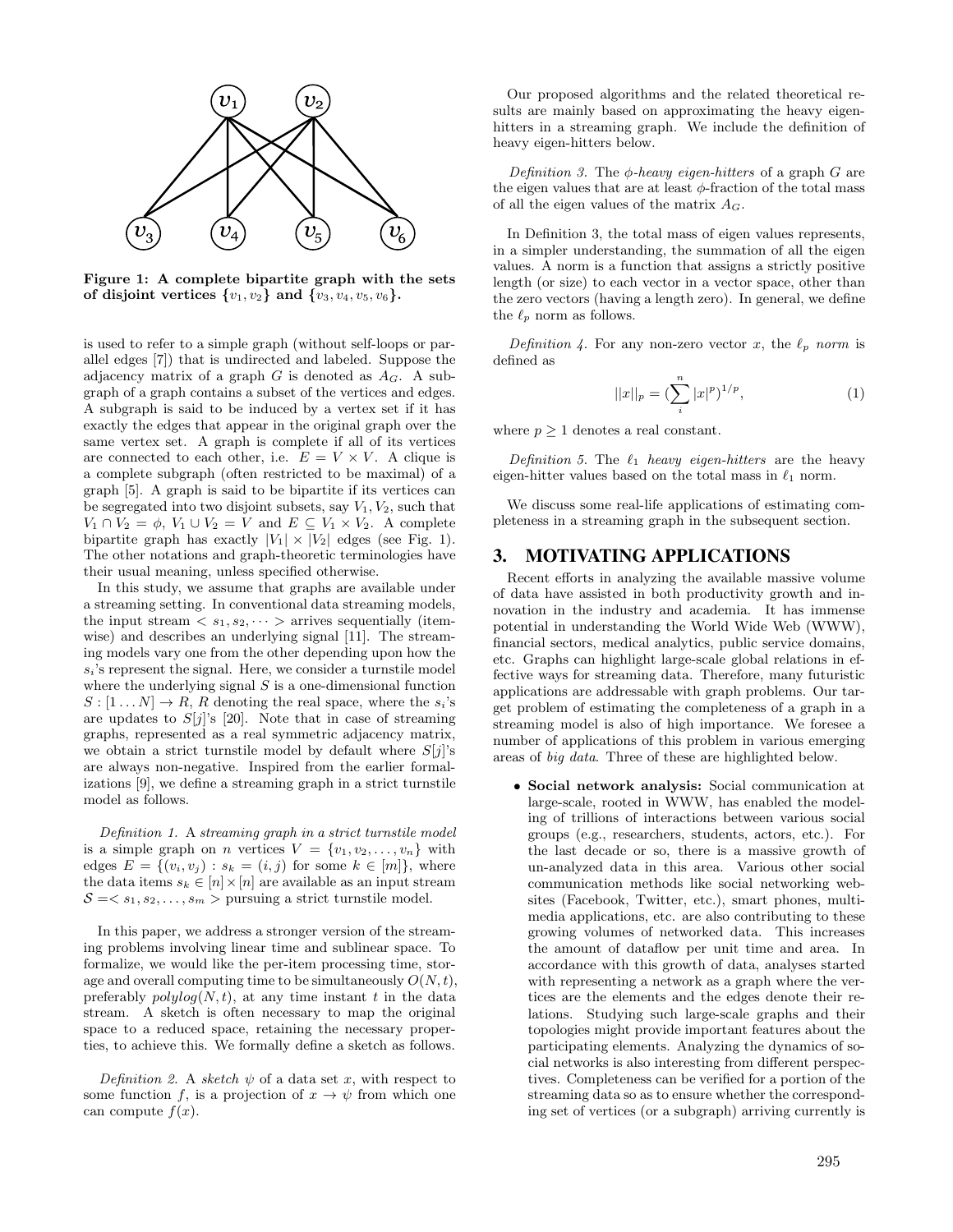Figure 1: A complete bipartite graph with the sets of disjoint vertices $\{v_1, v_2\}$ and $\{v_3, v_4, v_5, v_6\}$.

is used to refer to a simple graph (without self-loops or parallel edges [7]) that is undirected and labeled. Suppose the adjacency matrix of a graph $G$ is denoted as $A_G$. A subgraph of a graph contains a subset of the vertices and edges. A subgraph is said to be induced by a vertex set if it has exactly the edges that appear in the original graph over the same vertex set. A graph is complete if all of its vertices are connected to each other, i.e. $E = V \times V$. A clique is a complete subgraph (often restricted to be maximal) of a graph [5]. A graph is said to be bipartite if its vertices can be segregated into two disjoint subsets, say $V_1, V_2$, such that $V_1 \cap V_2 = \phi$, $V_1 \cup V_2 = V$ and $E \subseteq V_1 \times V_2$. A complete bipartite graph has exactly $|V_1| \times |V_2|$ edges (see Fig. 1). The other notations and graph-theoretic terminologies have their usual meaning, unless specified otherwise.

In this study, we assume that graphs are available under a streaming setting. In conventional data streaming models, the input stream $< s_1, s_2, \cdots >$ arrives sequentially (item-wise) and describes an underlying signal [11]. The streaming models vary one from the other depending upon how the $s_i$'s represent the signal. Here, we consider a turnstile model where the underlying signal $S$ is a one-dimensional function $S : [1 \dots N] \rightarrow R$, $R$ denoting the real space, where the $s_i$'s are updates to $S[j]$'s [20]. Note that in case of streaming graphs, represented as a real symmetric adjacency matrix, we obtain a strict turnstile model by default where $S[j]$'s are always non-negative. Inspired from the earlier formalizations [9], we define a streaming graph in a strict turnstile model as follows.

*Definition 1.* A *streaming graph in a strict turnstile model* is a simple graph on $n$ vertices $V = \{v_1, v_2, \dots, v_n\}$ with edges $E = \{(v_i, v_j) : s_k = (i, j)$ for some $k \in [m]\}$, where the data items $s_k \in [n] \times [n]$ are available as an input stream $\mathcal{S} =< s_1, s_2, \dots, s_m >$ pursuing a strict turnstile model.

In this paper, we address a stronger version of the streaming problems involving linear time and sublinear space. To formalize, we would like the per-item processing time, storage and overall computing time to be simultaneously $O(N, t)$, preferably $polylog(N, t)$, at any time instant $t$ in the data stream. A sketch is often necessary to map the original space to a reduced space, retaining the necessary properties, to achieve this. We formally define a sketch as follows.

*Definition 2.* A *sketch* $\psi$ of a data set $x$, with respect to some function $f$, is a projection of $x \rightarrow \psi$ from which one can compute $f(x)$.

Our proposed algorithms and the related theoretical results are mainly based on approximating the heavy eigen-hitters in a streaming graph. We include the definition of heavy eigen-hitters below.

*Definition 3.* The $\phi$*-heavy eigen-hitters* of a graph $G$ are the eigen values that are at least $\phi$-fraction of the total mass of all the eigen values of the matrix $A_G$.

In Definition 3, the total mass of eigen values represents, in a simpler understanding, the summation of all the eigen values. A norm is a function that assigns a strictly positive length (or size) to each vector in a vector space, other than the zero vectors (having a length zero). In general, we define the $\ell_p$ norm as follows.

*Definition 4.* For any non-zero vector $x$, the $\ell_p$ *norm* is defined as

$$||x||_p = (\sum_{i}^{n} |x|^p)^{1/p}, \tag{1}$$

where $p \geq 1$ denotes a real constant.

*Definition 5.* The $\ell_1$ *heavy eigen-hitters* are the heavy eigen-hitter values based on the total mass in $\ell_1$ norm.

We discuss some real-life applications of estimating completeness in a streaming graph in the subsequent section.

## 3. MOTIVATING APPLICATIONS

Recent efforts in analyzing the available massive volume of data have assisted in both productivity growth and innovation potential in the industry and academia. It has immense potential in understanding the World Wide Web (WWW), financial sectors, medical analytics, public service domains, etc. Graphs can highlight large-scale global relations in effective ways for streaming data. Therefore, many futuristic applications are addressable with graph problems. Our target problem of estimating the completeness of a graph in a streaming model is also of high importance. We foresee a number of applications of this problem in various emerging areas of *big data*. Three of these are highlighted below.

- **Social network analysis:** Social communication at large-scale, rooted in WWW, has enabled the modeling of trillions of interactions between various social groups (e.g., researchers, students, actors, etc.). For the last decade or so, there is a massive growth of un-analyzed data in this area. Various other social communication methods like social networking websites (Facebook, Twitter, etc.), smart phones, multimedia applications, etc. are also contributing to these growing volumes of networked data. This increases the amount of dataflow per unit time and area. In accordance with this growth of data, analyses started with representing a network as a graph where the vertices are the elements and the edges denote their relations. Studying such large-scale graphs and their topologies might provide important features about the participating elements. Analyzing the dynamics of social networks is also interesting from different perspectives. Completeness can be verified for a portion of the streaming data so as to ensure whether the corresponding set of vertices (or a subgraph) arriving currently is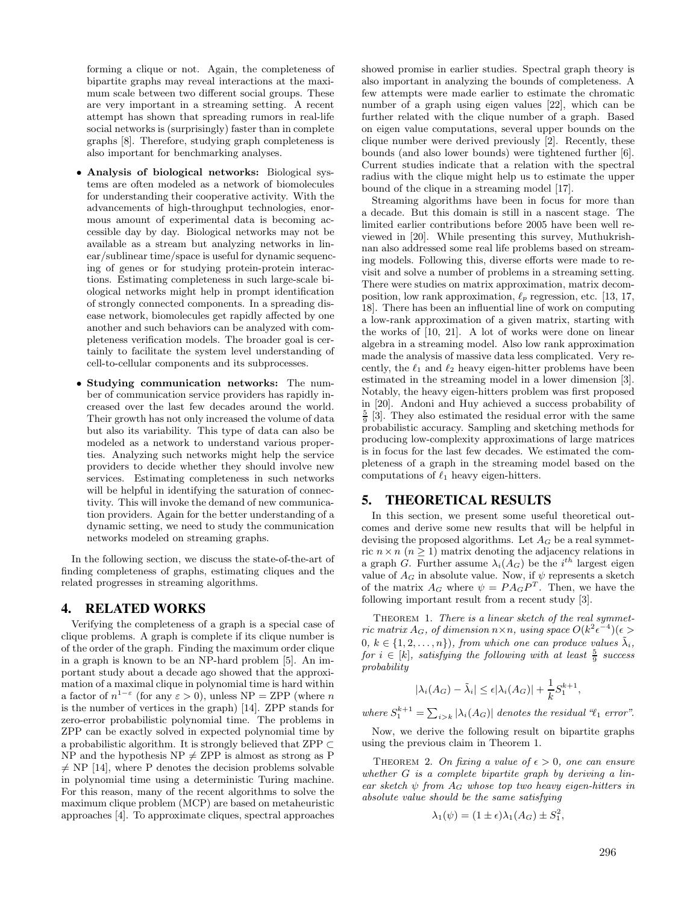forming a clique or not. Again, the completeness of bipartite graphs may reveal interactions at the maximum scale between two different social groups. These are very important in a streaming setting. A recent attempt has shown that spreading rumors in real-life social networks is (surprisingly) faster than in complete graphs [8]. Therefore, studying graph completeness is also important for benchmarking analyses.

- **Analysis of biological networks:** Biological systems are often modeled as a network of biomolecules for understanding their cooperative activity. With the advancements of high-throughput technologies, enormous amount of experimental data is becoming accessible day by day. Biological networks may not be available as a stream but analyzing networks in linear/sublinear time/space is useful for dynamic sequencing of genes or for studying protein-protein interactions. Estimating completeness in such large-scale biological networks might help in prompt identification of strongly connected components. In a spreading disease network, biomolecules get rapidly affected by one another and such behaviors can be analyzed with completeness verification models. The broader goal is certainly to facilitate the system level understanding of cell-to-cellular components and its subprocesses.
- **Studying communication networks:** The number of communication service providers has rapidly increased over the last few decades around the world. Their growth has not only increased the volume of data but also its variability. This type of data can also be modeled as a network to understand various properties. Analyzing such networks might help the service providers to decide whether they should involve new services. Estimating completeness in such networks will be helpful in identifying the saturation of connectivity. This will invoke the demand of new communication providers. Again for the better understanding of a dynamic setting, we need to study the communication networks modeled on streaming graphs.

In the following section, we discuss the state-of-the-art of finding completeness of graphs, estimating cliques and the related progresses in streaming algorithms.

## 4. RELATED WORKS

Verifying the completeness of a graph is a special case of clique problems. A graph is complete if its clique number is of the order of the graph. Finding the maximum order clique in a graph is known to be an NP-hard problem [5]. An important study about a decade ago showed that the approximation of a maximal clique in polynomial time is hard within a factor of $n^{1-\varepsilon}$ (for any $\varepsilon > 0$), unless NP = ZPP (where $n$ is the number of vertices in the graph) [14]. ZPP stands for zero-error probabilistic polynomial time. The problems in ZPP can be exactly solved in expected polynomial time by a probabilistic algorithm. It is strongly believed that ZPP $\subset$ NP and the hypothesis NP $\neq$ ZPP is almost as strong as P $\neq$ NP [14], where P denotes the decision problems solvable in polynomial time using a deterministic Turing machine. For this reason, many of the recent algorithms to solve the maximum clique problem (MCP) are based on metaheuristic approaches [4]. To approximate cliques, spectral approaches showed promise in earlier studies. Spectral graph theory is also important in analyzing the bounds of completeness. A few attempts were made earlier to estimate the chromatic number of a graph using eigen values [22], which can be further related with the clique number of a graph. Based on eigen value computations, several upper bounds on the clique number were derived previously [2]. Recently, these bounds (and also lower bounds) were tightened further [6]. Current studies indicate that a relation with the spectral radius with the clique might help us to estimate the upper bound of the clique in a streaming model [17].

Streaming algorithms have been in focus for more than a decade. But this domain is still in a nascent stage. The limited earlier contributions before 2005 have been well reviewed in [20]. While presenting this survey, Muthukrishnan also addressed some real life problems based on streaming models. Following this, diverse efforts were made to revisit and solve a number of problems in a streaming setting. There were studies on matrix approximation, matrix decomposition, low rank approximation, $\ell_p$ regression, etc. [13, 17, 18]. There has been an influential line of work on computing a low-rank approximation of a given matrix, starting with the works of [10, 21]. A lot of works were done on linear algebra in a streaming model. Also low rank approximation made the analysis of massive data less complicated. Very recently, the $\ell_1$ and $\ell_2$ heavy eigen-hitter problems have been estimated in the streaming model in a lower dimension [3]. Notably, the heavy eigen-hitters problem was first proposed in [20]. Andoni and Huy achieved a success probability of $\frac{5}{9}$ [3]. They also estimated the residual error with the same probabilistic accuracy. Sampling and sketching methods for producing low-complexity approximations of large matrices is in focus for the last few decades. We estimated the completeness of a graph in the streaming model based on the computations of $\ell_1$ heavy eigen-hitters.

## 5. THEORETICAL RESULTS

In this section, we present some useful theoretical outcomes and derive some new results that will be helpful in devising the proposed algorithms. Let $A_G$ be a real symmetric $n \times n$ ($n \geq 1$) matrix denoting the adjacency relations in a graph $G$. Further assume $\lambda_i(A_G)$ be the $i^{th}$ largest eigen value of $A_G$ in absolute value. Now, if $\psi$ represents a sketch of the matrix $A_G$ where $\psi = PA_GP^T$. Then, we have the following important result from a recent study [3].

THEOREM 1. *There is a linear sketch of the real symmetric matrix $A_G$, of dimension $n \times n$, using space $O(k^2\epsilon^{-4})$ ($\epsilon > 0$, $k \in \{1, 2, \ldots, n\}$), from which one can produce values $\tilde{\lambda}_i$, for $i \in [k]$, satisfying the following with at least $\frac{5}{9}$ success probability*

$$|\lambda_i(A_G) - \tilde{\lambda}_i| \leq \epsilon|\lambda_i(A_G)| + \frac{1}{k}S_1^{k+1},$$

*where $S_1^{k+1} = \sum_{i>k} |\lambda_i(A_G)|$ denotes the residual "$\ell_1$ error".*

Now, we derive the following result on bipartite graphs using the previous claim in Theorem 1.

THEOREM 2. *On fixing a value of $\epsilon > 0$, one can ensure whether $G$ is a complete bipartite graph by deriving a linear sketch $\psi$ from $A_G$ whose top two heavy eigen-hitters in absolute value should be the same satisfying*

$$\lambda_1(\psi) = (1 \pm \epsilon)\lambda_1(A_G) \pm S_1^2,$$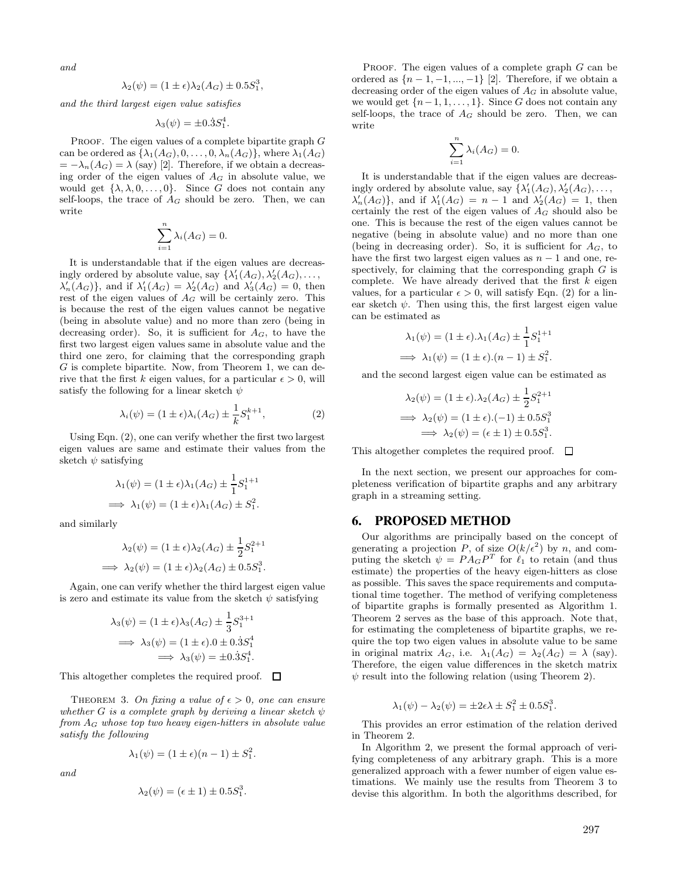*and*

$$\lambda_2(\psi) = (1 \pm \epsilon)\lambda_2(A_G) \pm 0.5S_1^3,$$

*and the third largest eigen value satisfies*

$$\lambda_3(\psi) = \pm 0.\dot{3}S_1^4.$$

Proof. The eigen values of a complete bipartite graph $G$ can be ordered as $\{\lambda_1(A_G), 0, \ldots, 0, \lambda_n(A_G)\}$, where $\lambda_1(A_G) = -\lambda_n(A_G) = \lambda$ (say) [2]. Therefore, if we obtain a decreasing order of the eigen values of $A_G$ in absolute value, we would get $\{\lambda, \lambda, 0, \ldots, 0\}$. Since $G$ does not contain any self-loops, the trace of $A_G$ should be zero. Then, we can write

$$\sum_{i=1}^{n} \lambda_i(A_G) = 0.$$

It is understandable that if the eigen values are decreasingly ordered by absolute value, say $\{\lambda'_1(A_G), \lambda'_2(A_G), \ldots, \lambda'_n(A_G)\}$, and if $\lambda'_1(A_G) = \lambda'_2(A_G)$ and $\lambda'_3(A_G) = 0$, then rest of the eigen values of $A_G$ will be certainly zero. This is because the rest of the eigen values cannot be negative (being in absolute value) and no more than zero (being in decreasing order). So, it is sufficient for $A_G$, to have the first two largest eigen values same in absolute value and the third one zero, for claiming that the corresponding graph $G$ is complete bipartite. Now, from Theorem 1, we can derive that the first $k$ eigen values, for a particular $\epsilon > 0$, will satisfy the following for a linear sketch $\psi$

$$\lambda_i(\psi) = (1 \pm \epsilon)\lambda_i(A_G) \pm \frac{1}{k}S_1^{k+1}, \tag{2}$$

Using Eqn. (2), one can verify whether the first two largest eigen values are same and estimate their values from the sketch $\psi$ satisfying

$$\lambda_1(\psi) = (1 \pm \epsilon)\lambda_1(A_G) \pm \frac{1}{1}S_1^{1+1}$$
$$\implies \lambda_1(\psi) = (1 \pm \epsilon)\lambda_1(A_G) \pm S_1^2.$$

and similarly

$$\lambda_2(\psi) = (1 \pm \epsilon)\lambda_2(A_G) \pm \frac{1}{2}S_1^{2+1}$$
$$\implies \lambda_2(\psi) = (1 \pm \epsilon)\lambda_2(A_G) \pm 0.5S_1^3.$$

Again, one can verify whether the third largest eigen value is zero and estimate its value from the sketch $\psi$ satisfying

$$\lambda_3(\psi) = (1 \pm \epsilon)\lambda_3(A_G) \pm \frac{1}{3}S_1^{3+1}$$
$$\implies \lambda_3(\psi) = (1 \pm \epsilon).0 \pm 0.\dot{3}S_1^4$$
$$\implies \lambda_3(\psi) = \pm 0.\dot{3}S_1^4.$$

This altogether completes the required proof. □

Theorem 3. *On fixing a value of $\epsilon > 0$, one can ensure whether $G$ is a complete graph by deriving a linear sketch $\psi$ from $A_G$ whose top two heavy eigen-hitters in absolute value satisfy the following*

$$\lambda_1(\psi) = (1 \pm \epsilon)(n-1) \pm S_1^2.$$

*and*

$$\lambda_2(\psi) = (\epsilon \pm 1) \pm 0.5S_1^3.$$

Proof. The eigen values of a complete graph $G$ can be ordered as $\{n-1, -1, \ldots, -1\}$ [2]. Therefore, if we obtain a decreasing order of the eigen values of $A_G$ in absolute value, we would get $\{n-1, 1, \ldots, 1\}$. Since $G$ does not contain any self-loops, the trace of $A_G$ should be zero. Then, we can write

$$\sum_{i=1}^{n} \lambda_i(A_G) = 0.$$

It is understandable that if the eigen values are decreasingly ordered by absolute value, say $\{\lambda'_1(A_G), \lambda'_2(A_G), \ldots, \lambda'_n(A_G)\}$, and if $\lambda'_1(A_G) = n-1$ and $\lambda'_2(A_G) = 1$, then certainly the rest of the eigen values of $A_G$ should also be one. This is because the rest of the eigen values cannot be negative (being in absolute value) and no more than one (being in decreasing order). So, it is sufficient for $A_G$, to have the first two largest eigen values as $n-1$ and one, respectively, for claiming that the corresponding graph $G$ is complete. We have already derived that the first $k$ eigen values, for a particular $\epsilon > 0$, will satisfy Eqn. (2) for a linear sketch $\psi$. Then using this, the first largest eigen value can be estimated as

$$\lambda_1(\psi) = (1 \pm \epsilon).\lambda_1(A_G) \pm \frac{1}{1}S_1^{1+1}$$
$$\implies \lambda_1(\psi) = (1 \pm \epsilon).(n-1) \pm S_1^2.$$

and the second largest eigen value can be estimated as

$$\lambda_2(\psi) = (1 \pm \epsilon).\lambda_2(A_G) \pm \frac{1}{2}S_1^{2+1}$$
$$\implies \lambda_2(\psi) = (1 \pm \epsilon).(-1) \pm 0.5S_1^3$$
$$\implies \lambda_2(\psi) = (\epsilon \pm 1) \pm 0.5S_1^3.$$

This altogether completes the required proof. □

In the next section, we present our approaches for completeness verification of bipartite graphs and any arbitrary graph in a streaming setting.

## 6. PROPOSED METHOD

Our algorithms are principally based on the concept of generating a projection $P$, of size $O(k/\epsilon^2)$ by $n$, and computing the sketch $\psi = PA_GP^T$ for $\ell_1$ to retain (and thus estimate) the properties of the heavy eigen-hitters as close as possible. This saves the space requirements and computational time together. The method of verifying completeness of bipartite graphs is formally presented as Algorithm 1. Theorem 2 serves as the base of this approach. Note that, for estimating the completeness of bipartite graphs, we require the top two eigen values in absolute value to be same in original matrix $A_G$, i.e. $\lambda_1(A_G) = \lambda_2(A_G) = \lambda$ (say). Therefore, the eigen value differences in the sketch matrix $\psi$ result into the following relation (using Theorem 2).

$$\lambda_1(\psi) - \lambda_2(\psi) = \pm 2\epsilon\lambda \pm S_1^2 \pm 0.5S_1^3.$$

This provides an error estimation of the relation derived in Theorem 2.

In Algorithm 2, we present the formal approach of verifying completeness of any arbitrary graph. This is a more generalized approach with a fewer number of eigen value estimations. We mainly use the results from Theorem 3 to devise this algorithm. In both the algorithms described, for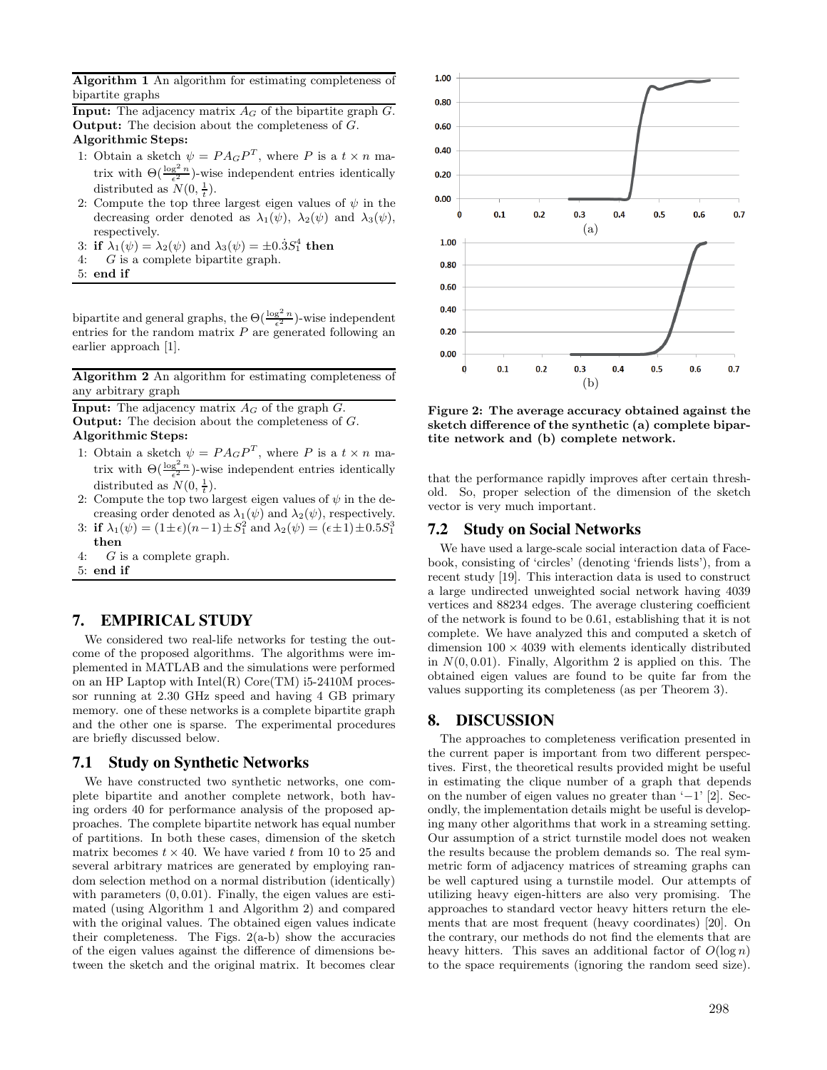**Algorithm 1** An algorithm for estimating completeness of bipartite graphs

**Input:** The adjacency matrix $A_G$ of the bipartite graph $G$.
**Output:** The decision about the completeness of $G$.
**Algorithmic Steps:**

1: Obtain a sketch $\psi = PA_GP^T$, where $P$ is a $t \times n$ matrix with $\Theta(\frac{\log^2 n}{\epsilon^2})$-wise independent entries identically distributed as $N(0, \frac{1}{t})$.
2: Compute the top three largest eigen values of $\psi$ in the decreasing order denoted as $\lambda_1(\psi)$, $\lambda_2(\psi)$ and $\lambda_3(\psi)$, respectively.
3: **if** $\lambda_1(\psi) = \lambda_2(\psi)$ and $\lambda_3(\psi) = \pm 0.\dot{3}S_1^4$ **then**
4: $\quad G$ is a complete bipartite graph.
5: **end if**

bipartite and general graphs, the $\Theta(\frac{\log^2 n}{\epsilon^2})$-wise independent entries for the random matrix $P$ are generated following an earlier approach [1].

**Algorithm 2** An algorithm for estimating completeness of any arbitrary graph

**Input:** The adjacency matrix $A_G$ of the graph $G$.
**Output:** The decision about the completeness of $G$.
**Algorithmic Steps:**

1: Obtain a sketch $\psi = PA_GP^T$, where $P$ is a $t \times n$ matrix with $\Theta(\frac{\log^2 n}{\epsilon^2})$-wise independent entries identically distributed as $N(0, \frac{1}{t})$.
2: Compute the top two largest eigen values of $\psi$ in the decreasing order denoted as $\lambda_1(\psi)$ and $\lambda_2(\psi)$, respectively.
3: **if** $\lambda_1(\psi) = (1 \pm \epsilon)(n-1) \pm S_1^2$ and $\lambda_2(\psi) = (\epsilon \pm 1) \pm 0.5S_1^3$ **then**
4: $\quad G$ is a complete graph.
5: **end if**

## 7. EMPIRICAL STUDY

We considered two real-life networks for testing the outcome of the proposed algorithms. The algorithms were implemented in MATLAB and the simulations were performed on an HP Laptop with Intel(R) Core(TM) i5-2410M processor running at 2.30 GHz speed and having 4 GB primary memory. one of these networks is a complete bipartite graph and the other one is sparse. The experimental procedures are briefly discussed below.

### 7.1 Study on Synthetic Networks

We have constructed two synthetic networks, one complete bipartite and another complete network, both having orders 40 for performance analysis of the proposed approaches. The complete bipartite network has equal number of partitions. In both these cases, dimension of the sketch matrix becomes $t \times 40$. We have varied $t$ from 10 to 25 and several arbitrary matrices are generated by employing random selection method on a normal distribution (identically) with parameters $(0, 0.01)$. Finally, the eigen values are estimated (using Algorithm 1 and Algorithm 2) and compared with the original values. The obtained eigen values indicate their completeness. The Figs. 2(a-b) show the accuracies of the eigen values against the difference of dimensions between the sketch and the original matrix. It becomes clear that the performance rapidly improves after certain threshold. So, proper selection of the dimension of the sketch vector is very much important.

Figure 2: The average accuracy obtained against the sketch difference of the synthetic (a) complete bipartite network and (b) complete network.

### 7.2 Study on Social Networks

We have used a large-scale social interaction data of Facebook, consisting of 'circles' (denoting 'friends lists'), from a recent study [19]. This interaction data is used to construct a large undirected unweighted social network having 4039 vertices and 88234 edges. The average clustering coefficient of the network is found to be 0.61, establishing that it is not complete. We have analyzed this and computed a sketch of dimension $100 \times 4039$ with elements identically distributed in $N(0, 0.01)$. Finally, Algorithm 2 is applied on this. The obtained eigen values are found to be quite far from the values supporting its completeness (as per Theorem 3).

## 8. DISCUSSION

The approaches to completeness verification presented in the current paper is important from two different perspectives. First, the theoretical results provided might be useful in estimating the clique number of a graph that depends on the number of eigen values no greater than '$-1$' [2]. Secondly, the implementation details might be useful is developing many other algorithms that work in a streaming setting. Our assumption of a strict turnstile model does not weaken the results because the problem demands so. The real symmetric form of adjacency matrices of streaming graphs can be well captured using a turnstile model. Our attempts of utilizing heavy eigen-hitters are also very promising. The approaches to standard vector heavy hitters return the elements that are most frequent (heavy coordinates) [20]. On the contrary, our methods do not find the elements that are heavy hitters. This saves an additional factor of $O(\log n)$ to the space requirements (ignoring the random seed size).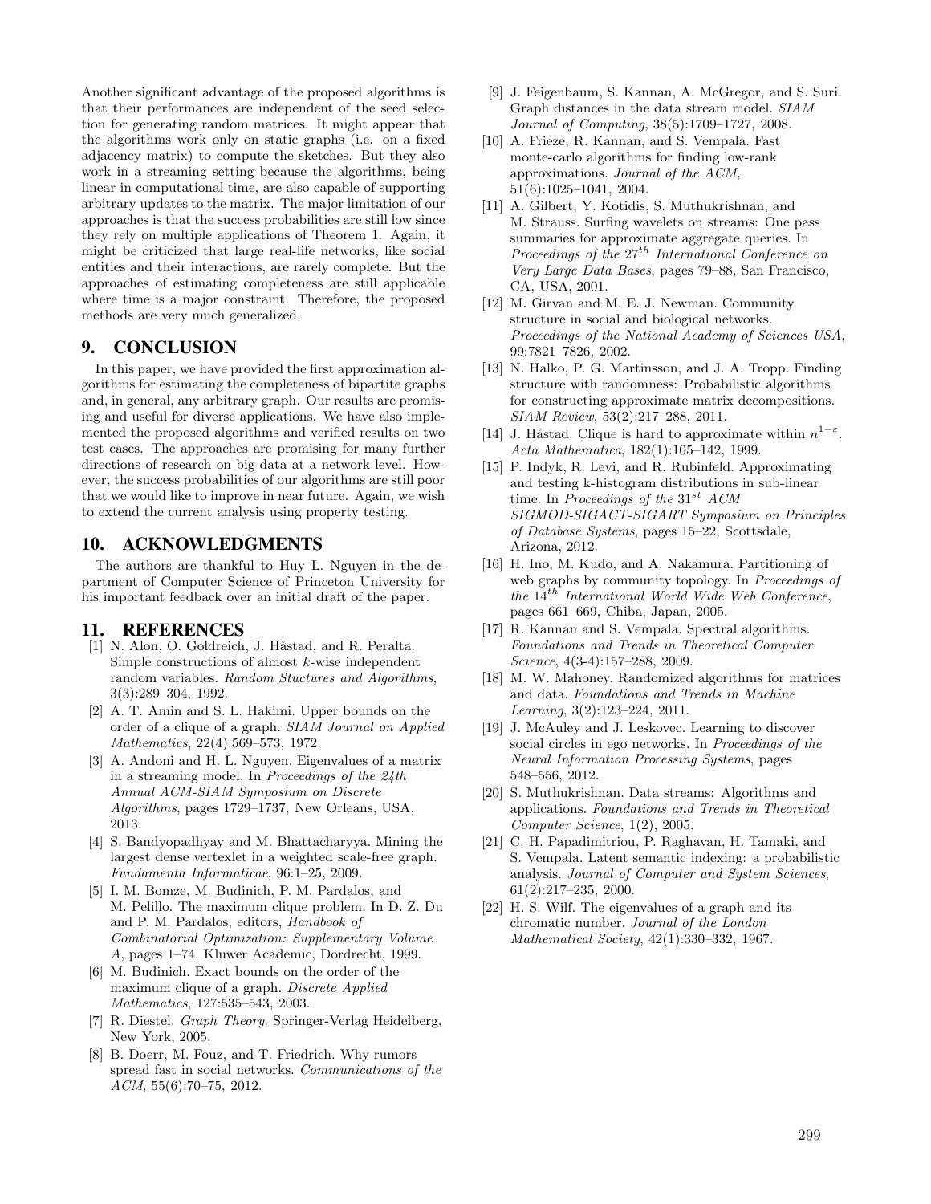Another significant advantage of the proposed algorithms is that their performances are independent of the seed selection for generating random matrices. It might appear that the algorithms work only on static graphs (i.e. on a fixed adjacency matrix) to compute the sketches. But they also work in a streaming setting because the algorithms, being linear in computational time, are also capable of supporting arbitrary updates to the matrix. The major limitation of our approaches is that the success probabilities are still low since they rely on multiple applications of Theorem 1. Again, it might be criticized that large real-life networks, like social entities and their interactions, are rarely complete. But the approaches of estimating completeness are still applicable where time is a major constraint. Therefore, the proposed methods are very much generalized.

## 9. CONCLUSION

In this paper, we have provided the first approximation algorithms for estimating the completeness of bipartite graphs and, in general, any arbitrary graph. Our results are promising and useful for diverse applications. We have also implemented the proposed algorithms and verified results on two test cases. The approaches are promising for many further directions of research on big data at a network level. However, the success probabilities of our algorithms are still poor that we would like to improve in near future. Again, we wish to extend the current analysis using property testing.

## 10. ACKNOWLEDGMENTS

The authors are thankful to Huy L. Nguyen in the department of Computer Science of Princeton University for his important feedback over an initial draft of the paper.

## 11. REFERENCES

[1] N. Alon, O. Goldreich, J. Håstad, and R. Peralta. Simple constructions of almost $k$-wise independent random variables. *Random Stuctures and Algorithms*, 3(3):289–304, 1992.

[2] A. T. Amin and S. L. Hakimi. Upper bounds on the order of a clique of a graph. *SIAM Journal on Applied Mathematics*, 22(4):569–573, 1972.

[3] A. Andoni and H. L. Nguyen. Eigenvalues of a matrix in a streaming model. In *Proceedings of the 24th Annual ACM-SIAM Symposium on Discrete Algorithms*, pages 1729–1737, New Orleans, USA, 2013.

[4] S. Bandyopadhyay and M. Bhattacharyya. Mining the largest dense vertexlet in a weighted scale-free graph. *Fundamenta Informaticae*, 96:1–25, 2009.

[5] I. M. Bomze, M. Budinich, P. M. Pardalos, and M. Pelillo. The maximum clique problem. In D. Z. Du and P. M. Pardalos, editors, *Handbook of Combinatorial Optimization: Supplementary Volume A*, pages 1–74. Kluwer Academic, Dordrecht, 1999.

[6] M. Budinich. Exact bounds on the order of the maximum clique of a graph. *Discrete Applied Mathematics*, 127:535–543, 2003.

[7] R. Diestel. *Graph Theory*. Springer-Verlag Heidelberg, New York, 2005.

[8] B. Doerr, M. Fouz, and T. Friedrich. Why rumors spread fast in social networks. *Communications of the ACM*, 55(6):70–75, 2012.

[9] J. Feigenbaum, S. Kannan, A. McGregor, and S. Suri. Graph distances in the data stream model. *SIAM Journal of Computing*, 38(5):1709–1727, 2008.

[10] A. Frieze, R. Kannan, and S. Vempala. Fast monte-carlo algorithms for finding low-rank approximations. *Journal of the ACM*, 51(6):1025–1041, 2004.

[11] A. Gilbert, Y. Kotidis, S. Muthukrishnan, and M. Strauss. Surfing wavelets on streams: One pass summaries for approximate aggregate queries. In *Proceedings of the* $27^{th}$ *International Conference on Very Large Data Bases*, pages 79–88, San Francisco, CA, USA, 2001.

[12] M. Girvan and M. E. J. Newman. Community structure in social and biological networks. *Proccedings of the National Academy of Sciences USA*, 99:7821–7826, 2002.

[13] N. Halko, P. G. Martinsson, and J. A. Tropp. Finding structure with randomness: Probabilistic algorithms for constructing approximate matrix decompositions. *SIAM Review*, 53(2):217–288, 2011.

[14] J. Håstad. Clique is hard to approximate within $n^{1-\varepsilon}$. *Acta Mathematica*, 182(1):105–142, 1999.

[15] P. Indyk, R. Levi, and R. Rubinfeld. Approximating and testing k-histogram distributions in sub-linear time. In *Proceedings of the* $31^{st}$ *ACM SIGMOD-SIGACT-SIGART Symposium on Principles of Database Systems*, pages 15–22, Scottsdale, Arizona, 2012.

[16] H. Ino, M. Kudo, and A. Nakamura. Partitioning of web graphs by community topology. In *Proceedings of the* $14^{th}$ *International World Wide Web Conference*, pages 661–669, Chiba, Japan, 2005.

[17] R. Kannan and S. Vempala. Spectral algorithms. *Foundations and Trends in Theoretical Computer Science*, 4(3-4):157–288, 2009.

[18] M. W. Mahoney. Randomized algorithms for matrices and data. *Foundations and Trends in Machine Learning*, 3(2):123–224, 2011.

[19] J. McAuley and J. Leskovec. Learning to discover social circles in ego networks. In *Proceedings of the Neural Information Processing Systems*, pages 548–556, 2012.

[20] S. Muthukrishnan. Data streams: Algorithms and applications. *Foundations and Trends in Theoretical Computer Science*, 1(2), 2005.

[21] C. H. Papadimitriou, P. Raghavan, H. Tamaki, and S. Vempala. Latent semantic indexing: a probabilistic analysis. *Journal of Computer and System Sciences*, 61(2):217–235, 2000.

[22] H. S. Wilf. The eigenvalues of a graph and its chromatic number. *Journal of the London Mathematical Society*, 42(1):330–332, 1967.